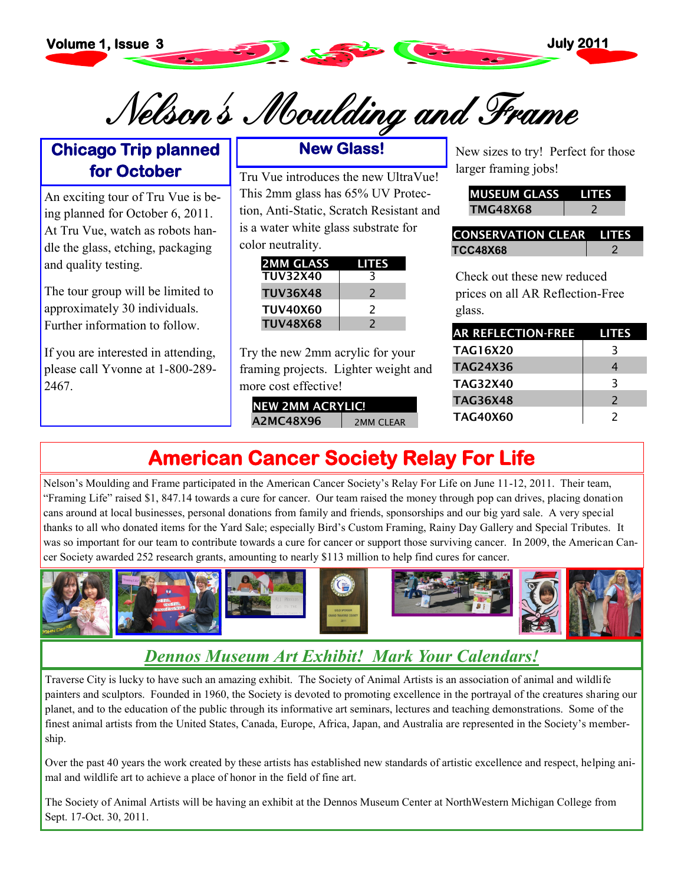Volume 1, Issue 3 July 2011

# Nelson's Moulding and Frame

## Chicago Trip planned for October

An exciting tour of Tru Vue is being planned for October 6, 2011. At Tru Vue, watch as robots handle the glass, etching, packaging and quality testing.

The tour group will be limited to approximately 30 individuals. Further information to follow.

If you are interested in attending, please call Yvonne at 1-800-289-2467.

## New Glass!

Tru Vue introduces the new UltraVue! This 2mm glass has 65% UV Protection, Anti-Static, Scratch Resistant and is a water white glass substrate for color neutrality.

| 2MM GLASS | LITES |
|---|---|
| TUV32X40 | 3 |
| TUV36X48 | 2 |
| TUV40X60 | 2 |
| TUV48X68 | 2 |

Try the new 2mm acrylic for your framing projects. Lighter weight and more cost effective!

| NEW 2MM ACRYLIC! | |
|---|---|
| A2MC48X96 | 2MM CLEAR |

New sizes to try! Perfect for those larger framing jobs!

| MUSEUM GLASS | LITES |
|---|---|
| TMG48X68 | 2 |

| CONSERVATION CLEAR | LITES |
|---|---|
| TCC48X68 | 2 |

Check out these new reduced prices on all AR Reflection-Free glass.

| AR REFLECTION-FREE | LITES |
|---|---|
| TAG16X20 | 3 |
| TAG24X36 | 4 |
| TAG32X40 | 3 |
| TAG36X48 | 2 |
| TAG40X60 | 2 |

## American Cancer Society Relay For Life

Nelson's Moulding and Frame participated in the American Cancer Society's Relay For Life on June 11-12, 2011. Their team, "Framing Life" raised $1, 847.14 towards a cure for cancer. Our team raised the money through pop can drives, placing donation cans around at local businesses, personal donations from family and friends, sponsorships and our big yard sale. A very special thanks to all who donated items for the Yard Sale; especially Bird's Custom Framing, Rainy Day Gallery and Special Tributes. It was so important for our team to contribute towards a cure for cancer or support those surviving cancer. In 2009, the American Cancer Society awarded 252 research grants, amounting to nearly $113 million to help find cures for cancer.

## *Dennos Museum Art Exhibit! Mark Your Calendars!*

Traverse City is lucky to have such an amazing exhibit. The Society of Animal Artists is an association of animal and wildlife painters and sculptors. Founded in 1960, the Society is devoted to promoting excellence in the portrayal of the creatures sharing our planet, and to the education of the public through its informative art seminars, lectures and teaching demonstrations. Some of the finest animal artists from the United States, Canada, Europe, Africa, Japan, and Australia are represented in the Society's membership.

Over the past 40 years the work created by these artists has established new standards of artistic excellence and respect, helping animal and wildlife art to achieve a place of honor in the field of fine art.

The Society of Animal Artists will be having an exhibit at the Dennos Museum Center at NorthWestern Michigan College from Sept. 17-Oct. 30, 2011.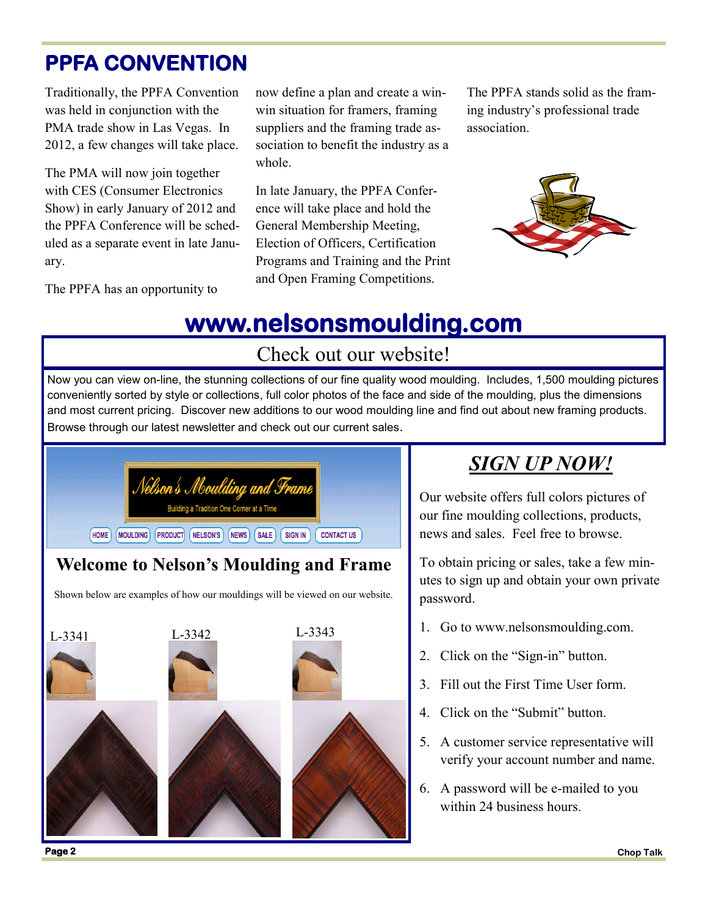# PPFA CONVENTION

Traditionally, the PPFA Convention was held in conjunction with the PMA trade show in Las Vegas. In 2012, a few changes will take place.

The PMA will now join together with CES (Consumer Electronics Show) in early January of 2012 and the PPFA Conference will be scheduled as a separate event in late January.

The PPFA has an opportunity to now define a plan and create a win-win situation for framers, framing suppliers and the framing trade association to benefit the industry as a whole.

In late January, the PPFA Conference will take place and hold the General Membership Meeting, Election of Officers, Certification Programs and Training and the Print and Open Framing Competitions.

The PPFA stands solid as the framing industry's professional trade association.

# www.nelsonsmoulding.com

## Check out our website!

Now you can view on-line, the stunning collections of our fine quality wood moulding. Includes, 1,500 moulding pictures conveniently sorted by style or collections, full color photos of the face and side of the moulding, plus the dimensions and most current pricing. Discover new additions to our wood moulding line and find out about new framing products. Browse through our latest newsletter and check out our current sales.

Nelson's Moulding and Frame

Building a Tradition One Corner at a Time

HOME | MOULDING | PRODUCT | NELSON'S | NEWS | SALE | SIGN IN | CONTACT US

### Welcome to Nelson's Moulding and Frame

Shown below are examples of how our mouldings will be viewed on our website.

L-3341 L-3342 L-3343

## *SIGN UP NOW!*

Our website offers full colors pictures of our fine moulding collections, products, news and sales. Feel free to browse.

To obtain pricing or sales, take a few minutes to sign up and obtain your own private password.

1. Go to www.nelsonsmoulding.com.
2. Click on the "Sign-in" button.
3. Fill out the First Time User form.
4. Click on the "Submit" button.
5. A customer service representative will verify your account number and name.
6. A password will be e-mailed to you within 24 business hours.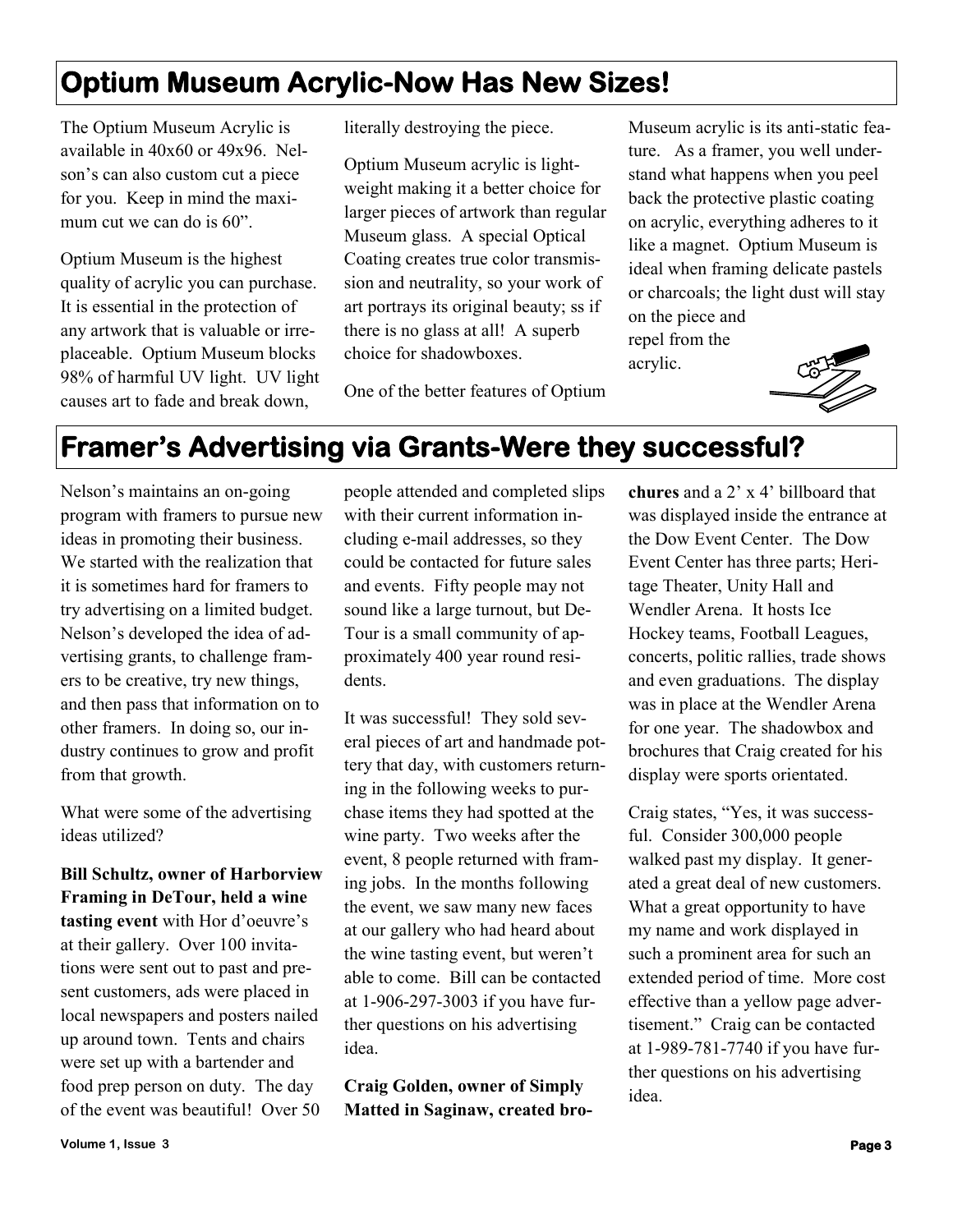## Optium Museum Acrylic-Now Has New Sizes!

The Optium Museum Acrylic is available in 40x60 or 49x96. Nelson's can also custom cut a piece for you. Keep in mind the maximum cut we can do is 60".

Optium Museum is the highest quality of acrylic you can purchase. It is essential in the protection of any artwork that is valuable or irreplaceable. Optium Museum blocks 98% of harmful UV light. UV light causes art to fade and break down, literally destroying the piece.

Optium Museum acrylic is lightweight making it a better choice for larger pieces of artwork than regular Museum glass. A special Optical Coating creates true color transmission and neutrality, so your work of art portrays its original beauty; ss if there is no glass at all! A superb choice for shadowboxes.

One of the better features of Optium Museum acrylic is its anti-static feature. As a framer, you well understand what happens when you peel back the protective plastic coating on acrylic, everything adheres to it like a magnet. Optium Museum is ideal when framing delicate pastels or charcoals; the light dust will stay on the piece and repel from the acrylic.

## Framer's Advertising via Grants-Were they successful?

Nelson's maintains an on-going program with framers to pursue new ideas in promoting their business. We started with the realization that it is sometimes hard for framers to try advertising on a limited budget. Nelson's developed the idea of advertising grants, to challenge framers to be creative, try new things, and then pass that information on to other framers. In doing so, our industry continues to grow and profit from that growth.

What were some of the advertising ideas utilized?

**Bill Schultz, owner of Harborview Framing in DeTour, held a wine tasting event** with Hor d'oeuvre's at their gallery. Over 100 invitations were sent out to past and present customers, ads were placed in local newspapers and posters nailed up around town. Tents and chairs were set up with a bartender and food prep person on duty. The day of the event was beautiful! Over 50 people attended and completed slips with their current information including e-mail addresses, so they could be contacted for future sales and events. Fifty people may not sound like a large turnout, but DeTour is a small community of approximately 400 year round residents.

It was successful! They sold several pieces of art and handmade pottery that day, with customers returning in the following weeks to purchase items they had spotted at the wine party. Two weeks after the event, 8 people returned with framing jobs. In the months following the event, we saw many new faces at our gallery who had heard about the wine tasting event, but weren't able to come. Bill can be contacted at 1-906-297-3003 if you have further questions on his advertising idea.

**Craig Golden, owner of Simply Matted in Saginaw, created brochures** and a 2' x 4' billboard that was displayed inside the entrance at the Dow Event Center. The Dow Event Center has three parts; Heritage Theater, Unity Hall and Wendler Arena. It hosts Ice Hockey teams, Football Leagues, concerts, politic rallies, trade shows and even graduations. The display was in place at the Wendler Arena for one year. The shadowbox and brochures that Craig created for his display were sports orientated.

Craig states, "Yes, it was successful. Consider 300,000 people walked past my display. It generated a great deal of new customers. What a great opportunity to have my name and work displayed in such a prominent area for such an extended period of time. More cost effective than a yellow page advertisement." Craig can be contacted at 1-989-781-7740 if you have further questions on his advertising idea.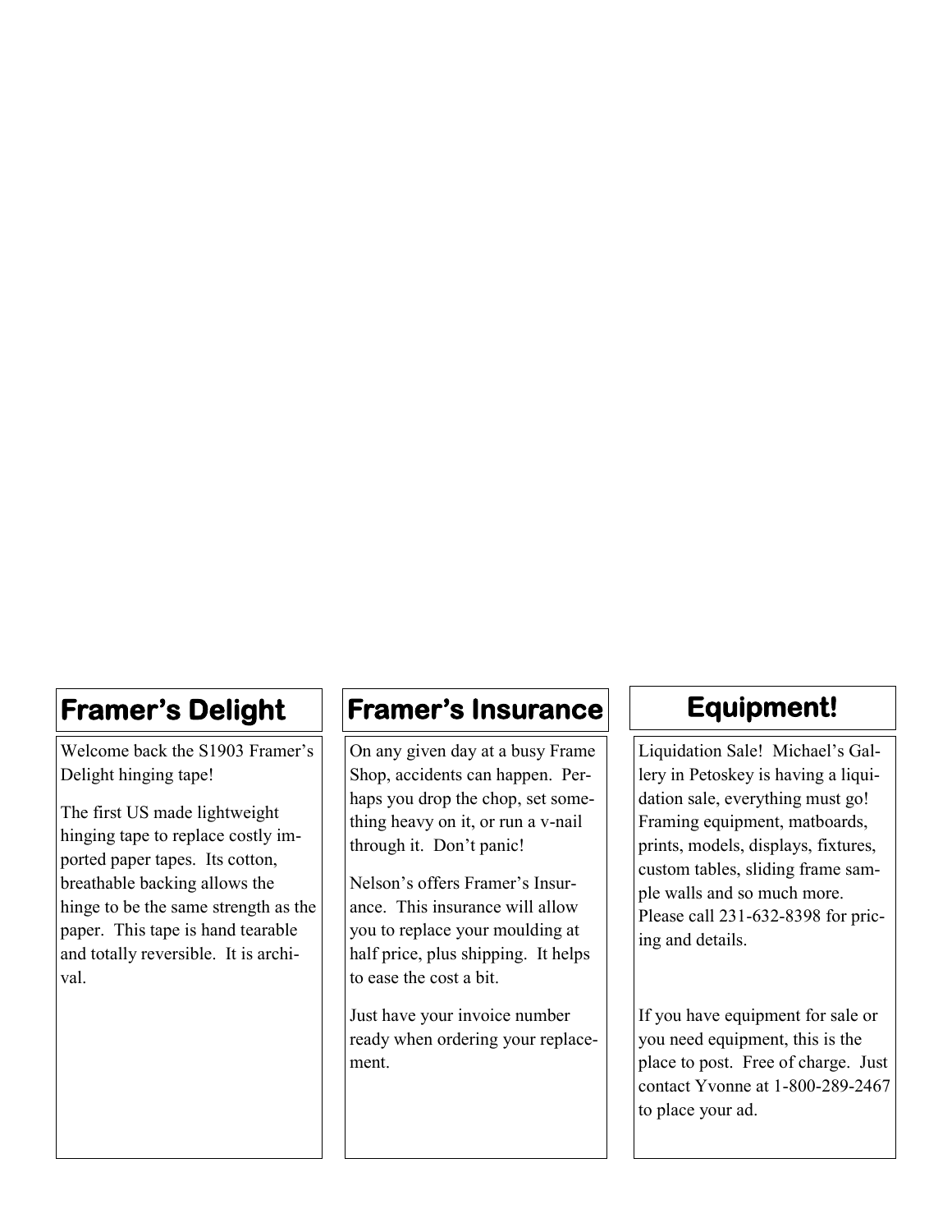## Framer's Delight

Welcome back the S1903 Framer's Delight hinging tape!

The first US made lightweight hinging tape to replace costly imported paper tapes. Its cotton, breathable backing allows the hinge to be the same strength as the paper. This tape is hand tearable and totally reversible. It is archival.

## Framer's Insurance

On any given day at a busy Frame Shop, accidents can happen. Perhaps you drop the chop, set something heavy on it, or run a v-nail through it. Don't panic!

Nelson's offers Framer's Insurance. This insurance will allow you to replace your moulding at half price, plus shipping. It helps to ease the cost a bit.

Just have your invoice number ready when ordering your replacement.

## Equipment!

Liquidation Sale! Michael's Gallery in Petoskey is having a liquidation sale, everything must go! Framing equipment, matboards, prints, models, displays, fixtures, custom tables, sliding frame sample walls and so much more. Please call 231-632-8398 for pricing and details.

If you have equipment for sale or you need equipment, this is the place to post. Free of charge. Just contact Yvonne at 1-800-289-2467 to place your ad.